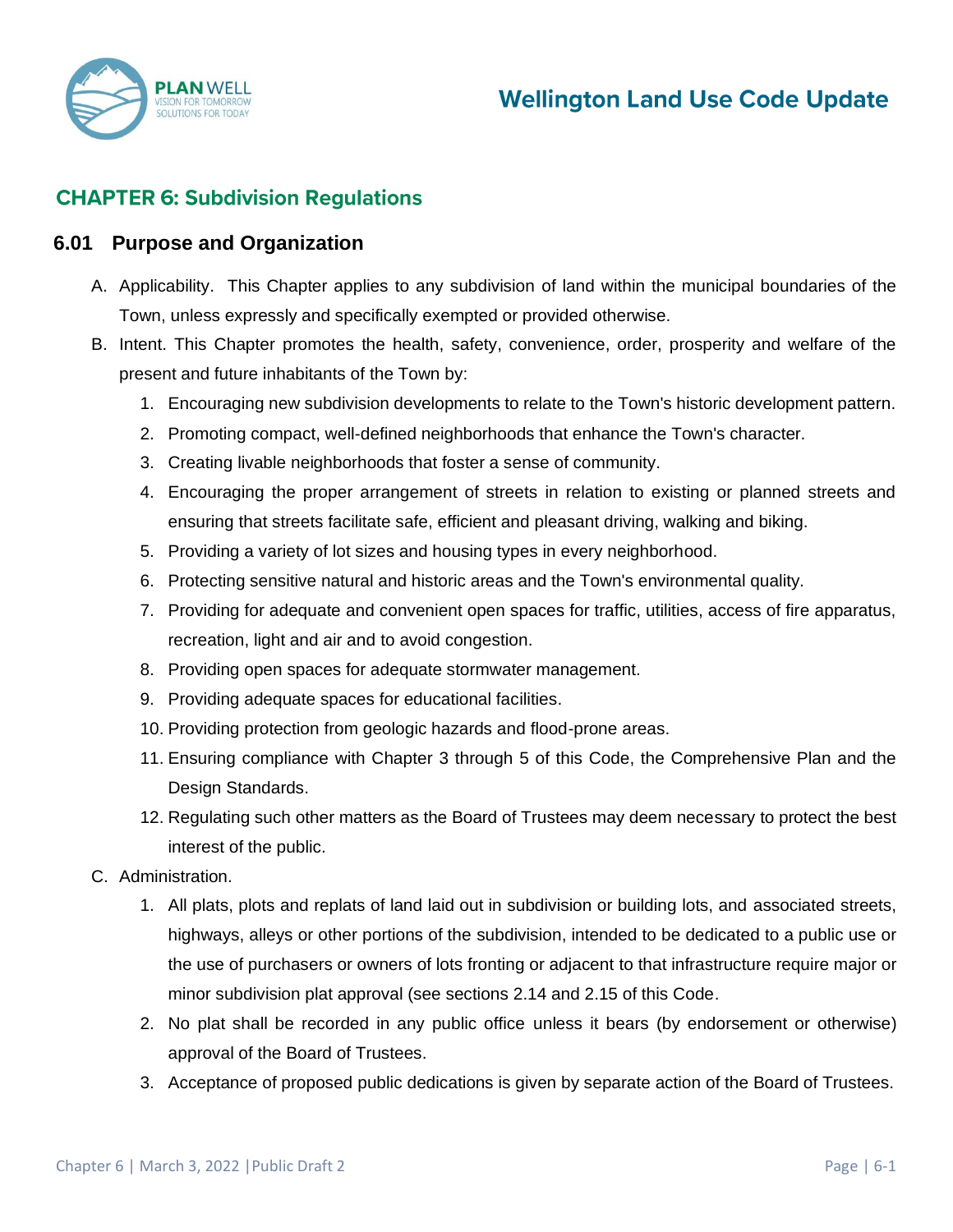# CHAPTER 6: Subdivision Regulations

## 6.01 Purpose and Organization

A. Applicability. This Chapter applies to any subdivision of land within the municipal boundaries of the Town, unless expressly and specifically exempted or provided otherwise.

B. Intent. This Chapter promotes the health, safety, convenience, order, prosperity and welfare of the present and future inhabitants of the Town by:

1. Encouraging new subdivision developments to relate to the Town's historic development pattern.
2. Promoting compact, well-defined neighborhoods that enhance the Town's character.
3. Creating livable neighborhoods that foster a sense of community.
4. Encouraging the proper arrangement of streets in relation to existing or planned streets and ensuring that streets facilitate safe, efficient and pleasant driving, walking and biking.
5. Providing a variety of lot sizes and housing types in every neighborhood.
6. Protecting sensitive natural and historic areas and the Town's environmental quality.
7. Providing for adequate and convenient open spaces for traffic, utilities, access of fire apparatus, recreation, light and air and to avoid congestion.
8. Providing open spaces for adequate stormwater management.
9. Providing adequate spaces for educational facilities.
10. Providing protection from geologic hazards and flood-prone areas.
11. Ensuring compliance with Chapter 3 through 5 of this Code, the Comprehensive Plan and the Design Standards.
12. Regulating such other matters as the Board of Trustees may deem necessary to protect the best interest of the public.

C. Administration.

1. All plats, plots and replats of land laid out in subdivision or building lots, and associated streets, highways, alleys or other portions of the subdivision, intended to be dedicated to a public use or the use of purchasers or owners of lots fronting or adjacent to that infrastructure require major or minor subdivision plat approval (see sections 2.14 and 2.15 of this Code.
2. No plat shall be recorded in any public office unless it bears (by endorsement or otherwise) approval of the Board of Trustees.
3. Acceptance of proposed public dedications is given by separate action of the Board of Trustees.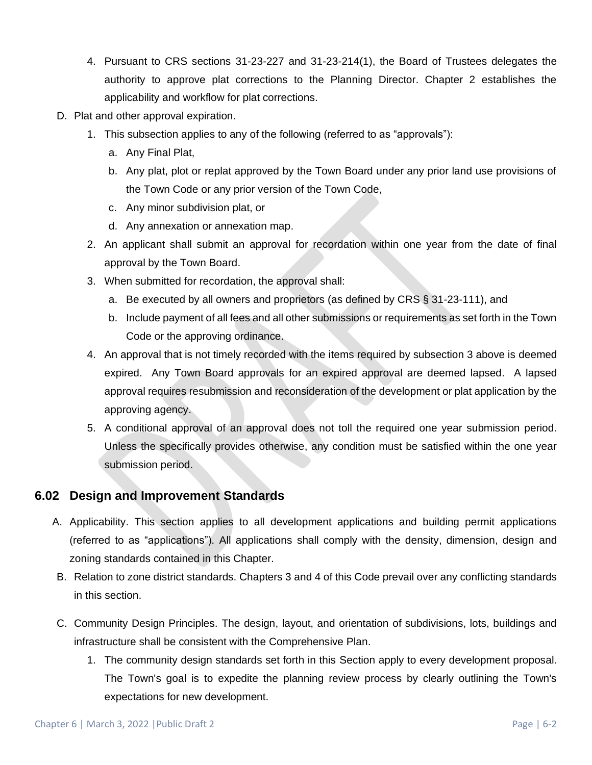4. Pursuant to CRS sections 31-23-227 and 31-23-214(1), the Board of Trustees delegates the authority to approve plat corrections to the Planning Director. Chapter 2 establishes the applicability and workflow for plat corrections.

D. Plat and other approval expiration.

1. This subsection applies to any of the following (referred to as "approvals"):
   a. Any Final Plat,
   b. Any plat, plot or replat approved by the Town Board under any prior land use provisions of the Town Code or any prior version of the Town Code,
   c. Any minor subdivision plat, or
   d. Any annexation or annexation map.
2. An applicant shall submit an approval for recordation within one year from the date of final approval by the Town Board.
3. When submitted for recordation, the approval shall:
   a. Be executed by all owners and proprietors (as defined by CRS § 31-23-111), and
   b. Include payment of all fees and all other submissions or requirements as set forth in the Town Code or the approving ordinance.
4. An approval that is not timely recorded with the items required by subsection 3 above is deemed expired. Any Town Board approvals for an expired approval are deemed lapsed. A lapsed approval requires resubmission and reconsideration of the development or plat application by the approving agency.
5. A conditional approval of an approval does not toll the required one year submission period. Unless the specifically provides otherwise, any condition must be satisfied within the one year submission period.

## 6.02 Design and Improvement Standards

A. Applicability. This section applies to all development applications and building permit applications (referred to as "applications"). All applications shall comply with the density, dimension, design and zoning standards contained in this Chapter.

B. Relation to zone district standards. Chapters 3 and 4 of this Code prevail over any conflicting standards in this section.

C. Community Design Principles. The design, layout, and orientation of subdivisions, lots, buildings and infrastructure shall be consistent with the Comprehensive Plan.

1. The community design standards set forth in this Section apply to every development proposal. The Town's goal is to expedite the planning review process by clearly outlining the Town's expectations for new development.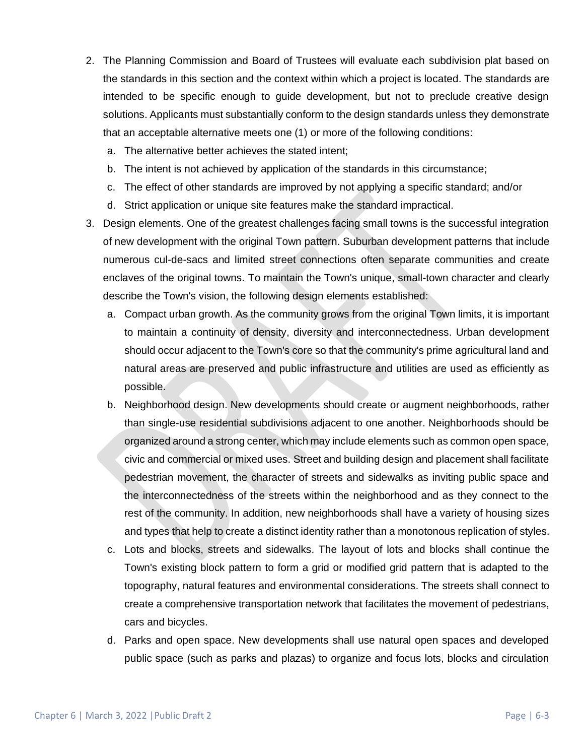2. The Planning Commission and Board of Trustees will evaluate each subdivision plat based on the standards in this section and the context within which a project is located. The standards are intended to be specific enough to guide development, but not to preclude creative design solutions. Applicants must substantially conform to the design standards unless they demonstrate that an acceptable alternative meets one (1) or more of the following conditions:
   a. The alternative better achieves the stated intent;
   b. The intent is not achieved by application of the standards in this circumstance;
   c. The effect of other standards are improved by not applying a specific standard; and/or
   d. Strict application or unique site features make the standard impractical.
3. Design elements. One of the greatest challenges facing small towns is the successful integration of new development with the original Town pattern. Suburban development patterns that include numerous cul-de-sacs and limited street connections often separate communities and create enclaves of the original towns. To maintain the Town's unique, small-town character and clearly describe the Town's vision, the following design elements established:
   a. Compact urban growth. As the community grows from the original Town limits, it is important to maintain a continuity of density, diversity and interconnectedness. Urban development should occur adjacent to the Town's core so that the community's prime agricultural land and natural areas are preserved and public infrastructure and utilities are used as efficiently as possible.
   b. Neighborhood design. New developments should create or augment neighborhoods, rather than single-use residential subdivisions adjacent to one another. Neighborhoods should be organized around a strong center, which may include elements such as common open space, civic and commercial or mixed uses. Street and building design and placement shall facilitate pedestrian movement, the character of streets and sidewalks as inviting public space and the interconnectedness of the streets within the neighborhood and as they connect to the rest of the community. In addition, new neighborhoods shall have a variety of housing sizes and types that help to create a distinct identity rather than a monotonous replication of styles.
   c. Lots and blocks, streets and sidewalks. The layout of lots and blocks shall continue the Town's existing block pattern to form a grid or modified grid pattern that is adapted to the topography, natural features and environmental considerations. The streets shall connect to create a comprehensive transportation network that facilitates the movement of pedestrians, cars and bicycles.
   d. Parks and open space. New developments shall use natural open spaces and developed public space (such as parks and plazas) to organize and focus lots, blocks and circulation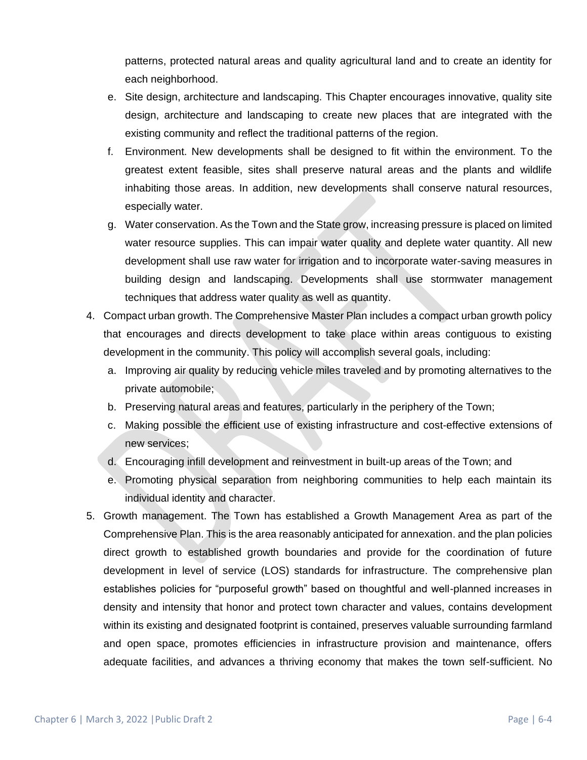patterns, protected natural areas and quality agricultural land and to create an identity for each neighborhood.

   e. Site design, architecture and landscaping. This Chapter encourages innovative, quality site design, architecture and landscaping to create new places that are integrated with the existing community and reflect the traditional patterns of the region.
   f. Environment. New developments shall be designed to fit within the environment. To the greatest extent feasible, sites shall preserve natural areas and the plants and wildlife inhabiting those areas. In addition, new developments shall conserve natural resources, especially water.
   g. Water conservation. As the Town and the State grow, increasing pressure is placed on limited water resource supplies. This can impair water quality and deplete water quantity. All new development shall use raw water for irrigation and to incorporate water-saving measures in building design and landscaping. Developments shall use stormwater management techniques that address water quality as well as quantity.

4. Compact urban growth. The Comprehensive Master Plan includes a compact urban growth policy that encourages and directs development to take place within areas contiguous to existing development in the community. This policy will accomplish several goals, including:
   a. Improving air quality by reducing vehicle miles traveled and by promoting alternatives to the private automobile;
   b. Preserving natural areas and features, particularly in the periphery of the Town;
   c. Making possible the efficient use of existing infrastructure and cost-effective extensions of new services;
   d. Encouraging infill development and reinvestment in built-up areas of the Town; and
   e. Promoting physical separation from neighboring communities to help each maintain its individual identity and character.
5. Growth management. The Town has established a Growth Management Area as part of the Comprehensive Plan. This is the area reasonably anticipated for annexation. and the plan policies direct growth to established growth boundaries and provide for the coordination of future development in level of service (LOS) standards for infrastructure. The comprehensive plan establishes policies for "purposeful growth" based on thoughtful and well-planned increases in density and intensity that honor and protect town character and values, contains development within its existing and designated footprint is contained, preserves valuable surrounding farmland and open space, promotes efficiencies in infrastructure provision and maintenance, offers adequate facilities, and advances a thriving economy that makes the town self-sufficient. No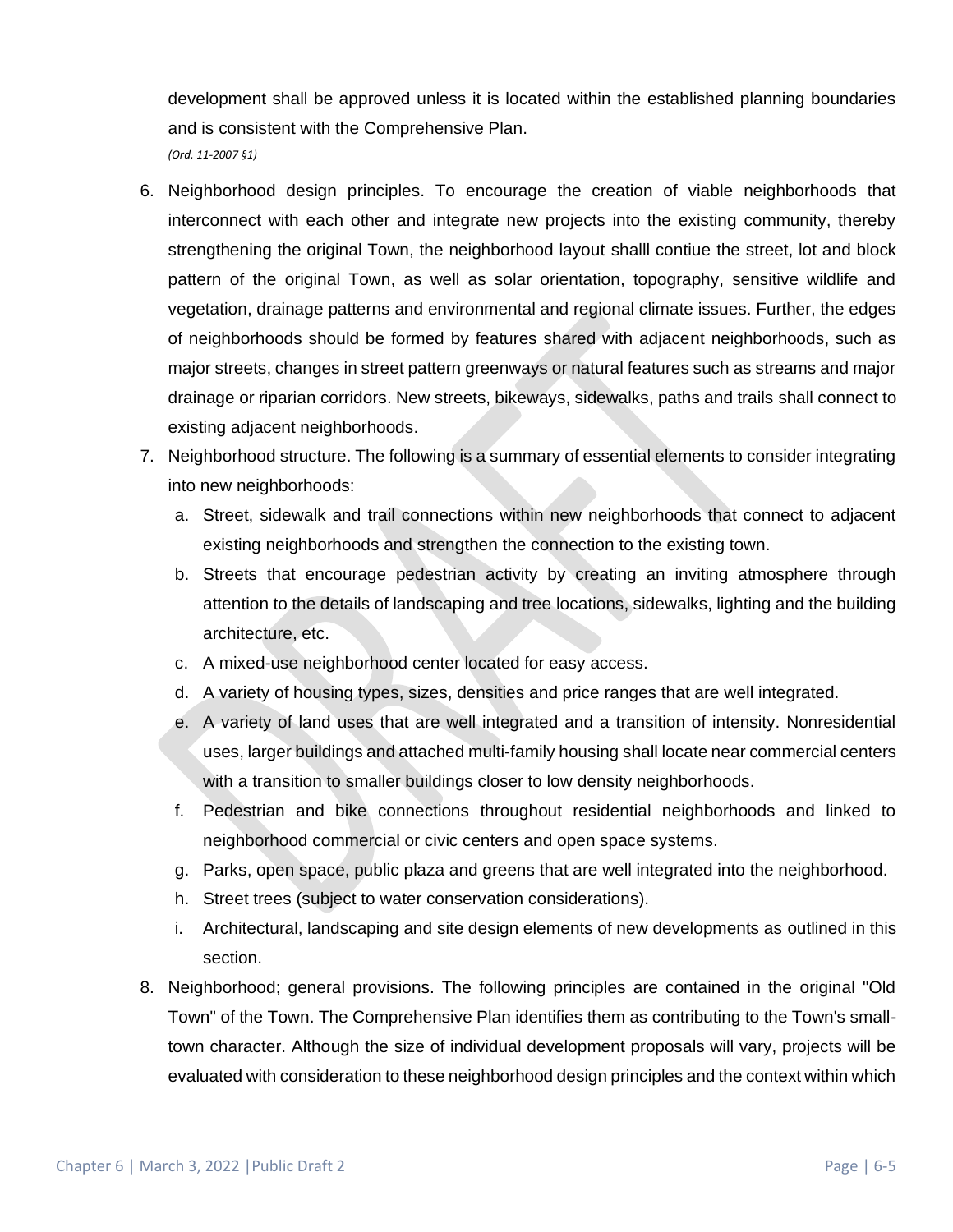development shall be approved unless it is located within the established planning boundaries and is consistent with the Comprehensive Plan.

*(Ord. 11-2007 §1)*

6. Neighborhood design principles. To encourage the creation of viable neighborhoods that interconnect with each other and integrate new projects into the existing community, thereby strengthening the original Town, the neighborhood layout shalll contiue the street, lot and block pattern of the original Town, as well as solar orientation, topography, sensitive wildlife and vegetation, drainage patterns and environmental and regional climate issues. Further, the edges of neighborhoods should be formed by features shared with adjacent neighborhoods, such as major streets, changes in street pattern greenways or natural features such as streams and major drainage or riparian corridors. New streets, bikeways, sidewalks, paths and trails shall connect to existing adjacent neighborhoods.
7. Neighborhood structure. The following is a summary of essential elements to consider integrating into new neighborhoods:
   a. Street, sidewalk and trail connections within new neighborhoods that connect to adjacent existing neighborhoods and strengthen the connection to the existing town.
   b. Streets that encourage pedestrian activity by creating an inviting atmosphere through attention to the details of landscaping and tree locations, sidewalks, lighting and the building architecture, etc.
   c. A mixed-use neighborhood center located for easy access.
   d. A variety of housing types, sizes, densities and price ranges that are well integrated.
   e. A variety of land uses that are well integrated and a transition of intensity. Nonresidential uses, larger buildings and attached multi-family housing shall locate near commercial centers with a transition to smaller buildings closer to low density neighborhoods.
   f. Pedestrian and bike connections throughout residential neighborhoods and linked to neighborhood commercial or civic centers and open space systems.
   g. Parks, open space, public plaza and greens that are well integrated into the neighborhood.
   h. Street trees (subject to water conservation considerations).
   i. Architectural, landscaping and site design elements of new developments as outlined in this section.
8. Neighborhood; general provisions. The following principles are contained in the original "Old Town" of the Town. The Comprehensive Plan identifies them as contributing to the Town's small-town character. Although the size of individual development proposals will vary, projects will be evaluated with consideration to these neighborhood design principles and the context within which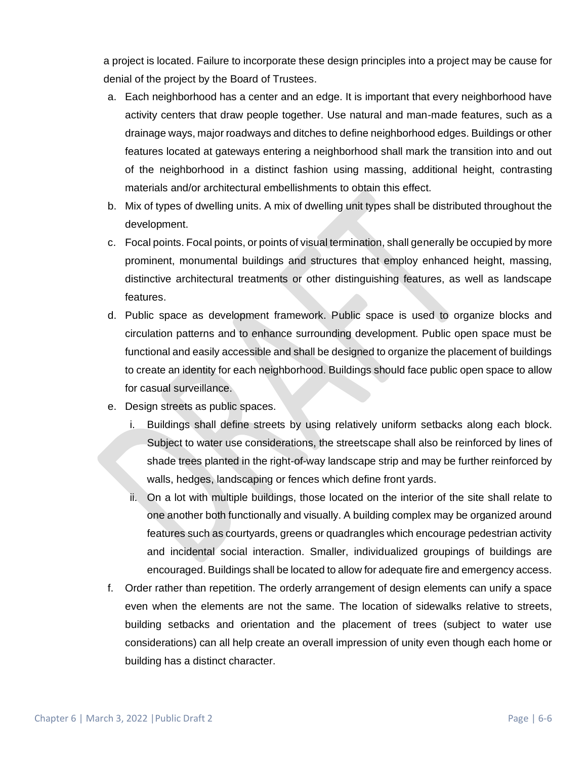a project is located. Failure to incorporate these design principles into a project may be cause for denial of the project by the Board of Trustees.

a. Each neighborhood has a center and an edge. It is important that every neighborhood have activity centers that draw people together. Use natural and man-made features, such as a drainage ways, major roadways and ditches to define neighborhood edges. Buildings or other features located at gateways entering a neighborhood shall mark the transition into and out of the neighborhood in a distinct fashion using massing, additional height, contrasting materials and/or architectural embellishments to obtain this effect.

b. Mix of types of dwelling units. A mix of dwelling unit types shall be distributed throughout the development.

c. Focal points. Focal points, or points of visual termination, shall generally be occupied by more prominent, monumental buildings and structures that employ enhanced height, massing, distinctive architectural treatments or other distinguishing features, as well as landscape features.

d. Public space as development framework. Public space is used to organize blocks and circulation patterns and to enhance surrounding development. Public open space must be functional and easily accessible and shall be designed to organize the placement of buildings to create an identity for each neighborhood. Buildings should face public open space to allow for casual surveillance.

e. Design streets as public spaces.

   i. Buildings shall define streets by using relatively uniform setbacks along each block. Subject to water use considerations, the streetscape shall also be reinforced by lines of shade trees planted in the right-of-way landscape strip and may be further reinforced by walls, hedges, landscaping or fences which define front yards.

   ii. On a lot with multiple buildings, those located on the interior of the site shall relate to one another both functionally and visually. A building complex may be organized around features such as courtyards, greens or quadrangles which encourage pedestrian activity and incidental social interaction. Smaller, individualized groupings of buildings are encouraged. Buildings shall be located to allow for adequate fire and emergency access.

f. Order rather than repetition. The orderly arrangement of design elements can unify a space even when the elements are not the same. The location of sidewalks relative to streets, building setbacks and orientation and the placement of trees (subject to water use considerations) can all help create an overall impression of unity even though each home or building has a distinct character.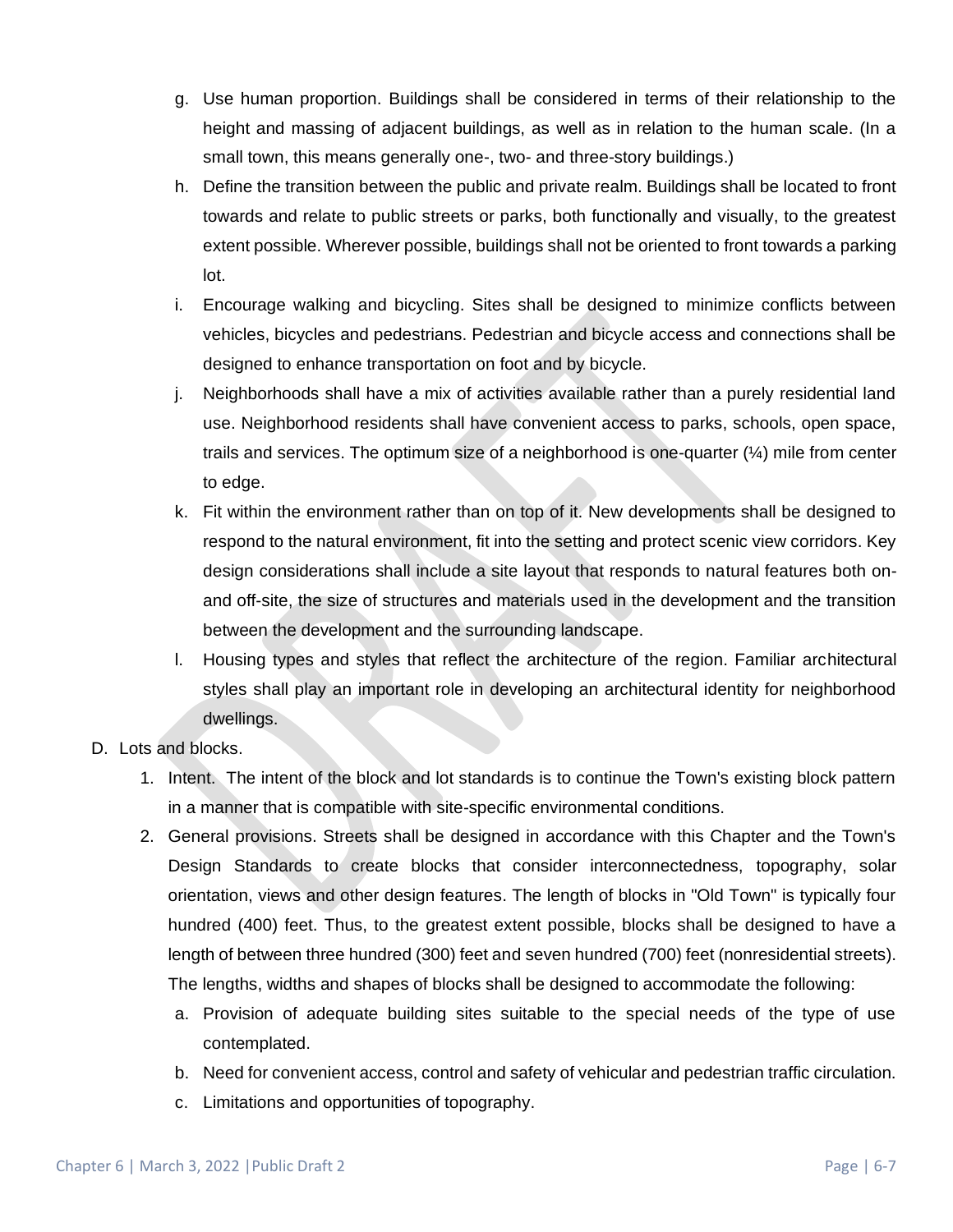g. Use human proportion. Buildings shall be considered in terms of their relationship to the height and massing of adjacent buildings, as well as in relation to the human scale. (In a small town, this means generally one-, two- and three-story buildings.)

h. Define the transition between the public and private realm. Buildings shall be located to front towards and relate to public streets or parks, both functionally and visually, to the greatest extent possible. Wherever possible, buildings shall not be oriented to front towards a parking lot.

i. Encourage walking and bicycling. Sites shall be designed to minimize conflicts between vehicles, bicycles and pedestrians. Pedestrian and bicycle access and connections shall be designed to enhance transportation on foot and by bicycle.

j. Neighborhoods shall have a mix of activities available rather than a purely residential land use. Neighborhood residents shall have convenient access to parks, schools, open space, trails and services. The optimum size of a neighborhood is one-quarter (¼) mile from center to edge.

k. Fit within the environment rather than on top of it. New developments shall be designed to respond to the natural environment, fit into the setting and protect scenic view corridors. Key design considerations shall include a site layout that responds to natural features both on- and off-site, the size of structures and materials used in the development and the transition between the development and the surrounding landscape.

l. Housing types and styles that reflect the architecture of the region. Familiar architectural styles shall play an important role in developing an architectural identity for neighborhood dwellings.

D. Lots and blocks.

1. Intent. The intent of the block and lot standards is to continue the Town's existing block pattern in a manner that is compatible with site-specific environmental conditions.

2. General provisions. Streets shall be designed in accordance with this Chapter and the Town's Design Standards to create blocks that consider interconnectedness, topography, solar orientation, views and other design features. The length of blocks in "Old Town" is typically four hundred (400) feet. Thus, to the greatest extent possible, blocks shall be designed to have a length of between three hundred (300) feet and seven hundred (700) feet (nonresidential streets). The lengths, widths and shapes of blocks shall be designed to accommodate the following:

   a. Provision of adequate building sites suitable to the special needs of the type of use contemplated.

   b. Need for convenient access, control and safety of vehicular and pedestrian traffic circulation.

   c. Limitations and opportunities of topography.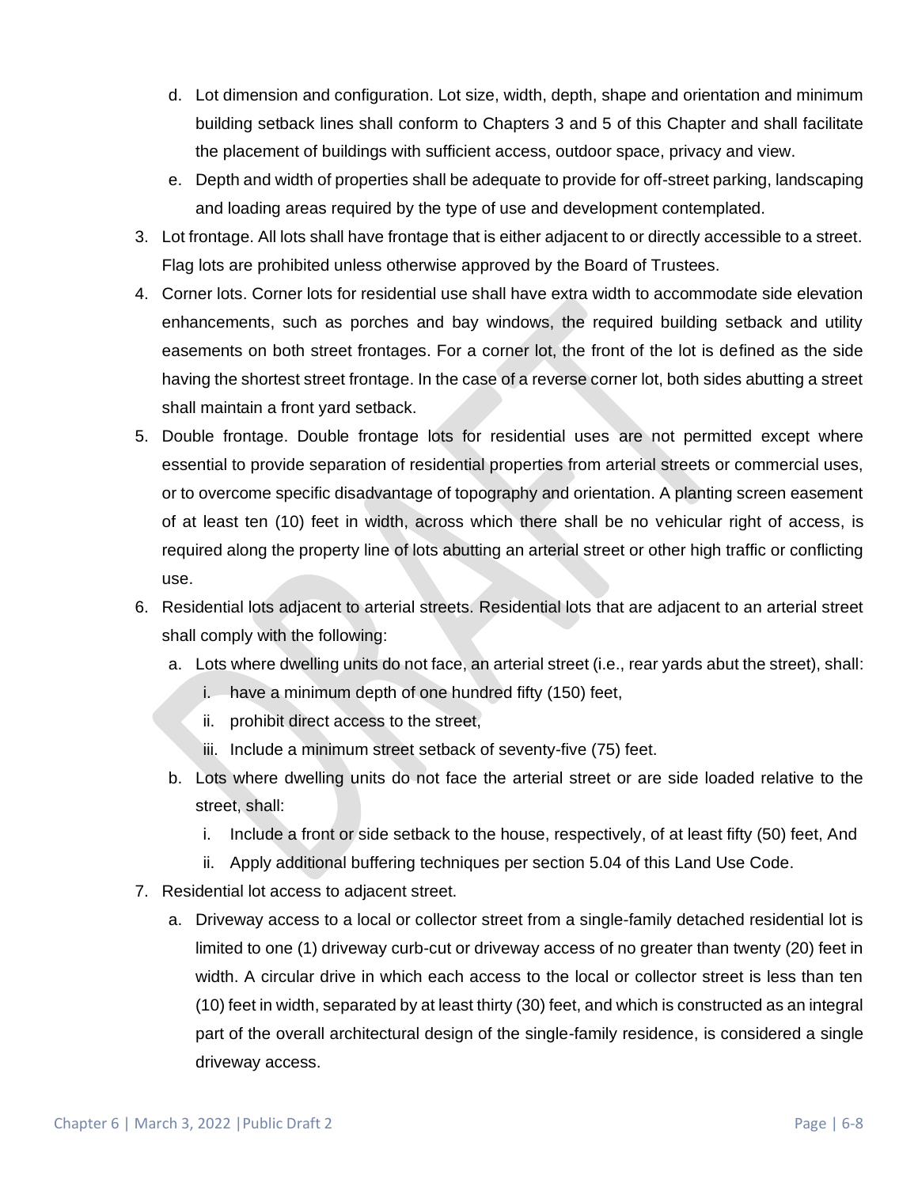d. Lot dimension and configuration. Lot size, width, depth, shape and orientation and minimum building setback lines shall conform to Chapters 3 and 5 of this Chapter and shall facilitate the placement of buildings with sufficient access, outdoor space, privacy and view.

e. Depth and width of properties shall be adequate to provide for off-street parking, landscaping and loading areas required by the type of use and development contemplated.

3. Lot frontage. All lots shall have frontage that is either adjacent to or directly accessible to a street. Flag lots are prohibited unless otherwise approved by the Board of Trustees.

4. Corner lots. Corner lots for residential use shall have extra width to accommodate side elevation enhancements, such as porches and bay windows, the required building setback and utility easements on both street frontages. For a corner lot, the front of the lot is defined as the side having the shortest street frontage. In the case of a reverse corner lot, both sides abutting a street shall maintain a front yard setback.

5. Double frontage. Double frontage lots for residential uses are not permitted except where essential to provide separation of residential properties from arterial streets or commercial uses, or to overcome specific disadvantage of topography and orientation. A planting screen easement of at least ten (10) feet in width, across which there shall be no vehicular right of access, is required along the property line of lots abutting an arterial street or other high traffic or conflicting use.

6. Residential lots adjacent to arterial streets. Residential lots that are adjacent to an arterial street shall comply with the following:

   a. Lots where dwelling units do not face, an arterial street (i.e., rear yards abut the street), shall:

      i. have a minimum depth of one hundred fifty (150) feet,

      ii. prohibit direct access to the street,

      iii. Include a minimum street setback of seventy-five (75) feet.

   b. Lots where dwelling units do not face the arterial street or are side loaded relative to the street, shall:

      i. Include a front or side setback to the house, respectively, of at least fifty (50) feet, And

      ii. Apply additional buffering techniques per section 5.04 of this Land Use Code.

7. Residential lot access to adjacent street.

   a. Driveway access to a local or collector street from a single-family detached residential lot is limited to one (1) driveway curb-cut or driveway access of no greater than twenty (20) feet in width. A circular drive in which each access to the local or collector street is less than ten (10) feet in width, separated by at least thirty (30) feet, and which is constructed as an integral part of the overall architectural design of the single-family residence, is considered a single driveway access.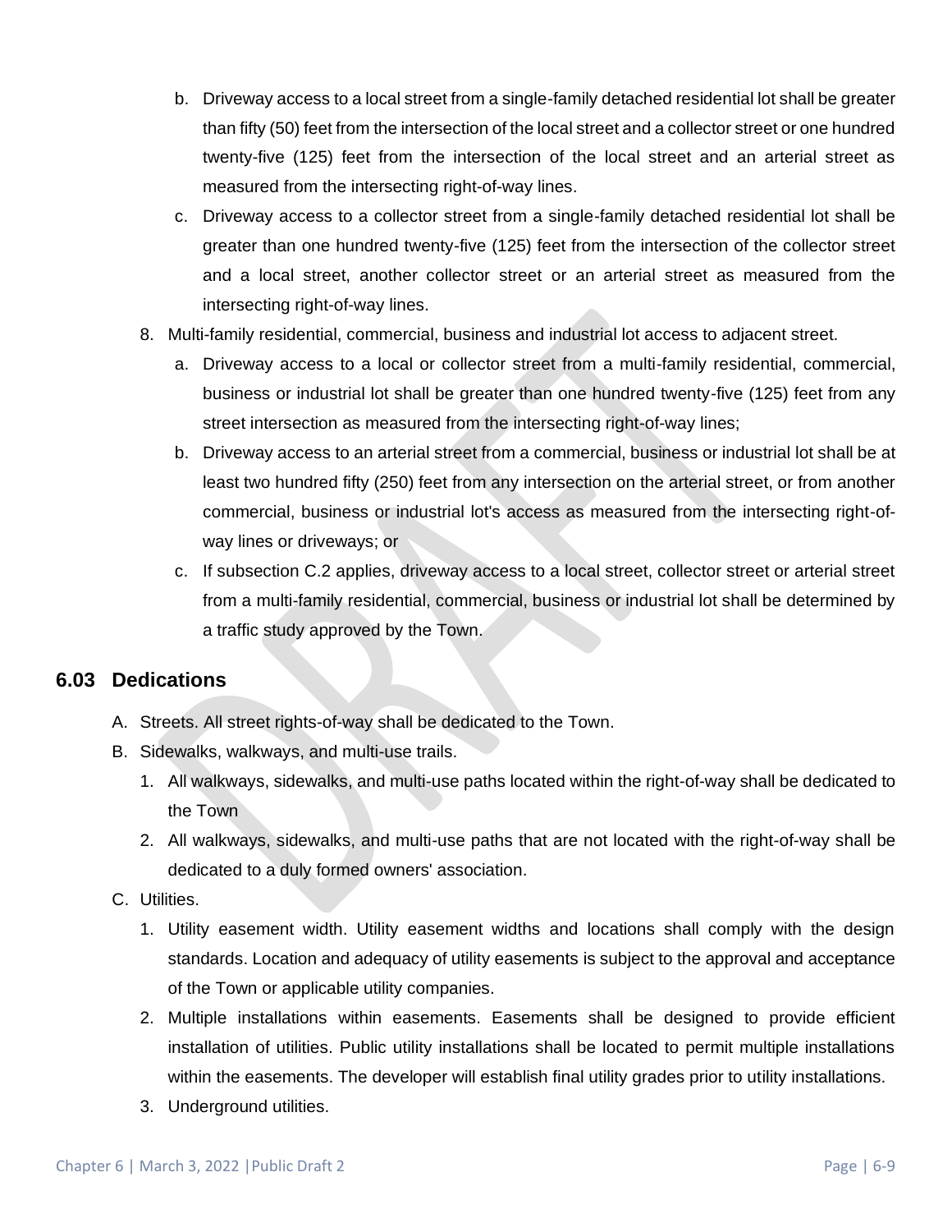b. Driveway access to a local street from a single-family detached residential lot shall be greater than fifty (50) feet from the intersection of the local street and a collector street or one hundred twenty-five (125) feet from the intersection of the local street and an arterial street as measured from the intersecting right-of-way lines.

c. Driveway access to a collector street from a single-family detached residential lot shall be greater than one hundred twenty-five (125) feet from the intersection of the collector street and a local street, another collector street or an arterial street as measured from the intersecting right-of-way lines.

8. Multi-family residential, commercial, business and industrial lot access to adjacent street.

   a. Driveway access to a local or collector street from a multi-family residential, commercial, business or industrial lot shall be greater than one hundred twenty-five (125) feet from any street intersection as measured from the intersecting right-of-way lines;

   b. Driveway access to an arterial street from a commercial, business or industrial lot shall be at least two hundred fifty (250) feet from any intersection on the arterial street, or from another commercial, business or industrial lot's access as measured from the intersecting right-of-way lines or driveways; or

   c. If subsection C.2 applies, driveway access to a local street, collector street or arterial street from a multi-family residential, commercial, business or industrial lot shall be determined by a traffic study approved by the Town.

## 6.03 Dedications

A. Streets. All street rights-of-way shall be dedicated to the Town.

B. Sidewalks, walkways, and multi-use trails.

   1. All walkways, sidewalks, and multi-use paths located within the right-of-way shall be dedicated to the Town

   2. All walkways, sidewalks, and multi-use paths that are not located with the right-of-way shall be dedicated to a duly formed owners' association.

C. Utilities.

   1. Utility easement width. Utility easement widths and locations shall comply with the design standards. Location and adequacy of utility easements is subject to the approval and acceptance of the Town or applicable utility companies.

   2. Multiple installations within easements. Easements shall be designed to provide efficient installation of utilities. Public utility installations shall be located to permit multiple installations within the easements. The developer will establish final utility grades prior to utility installations.

   3. Underground utilities.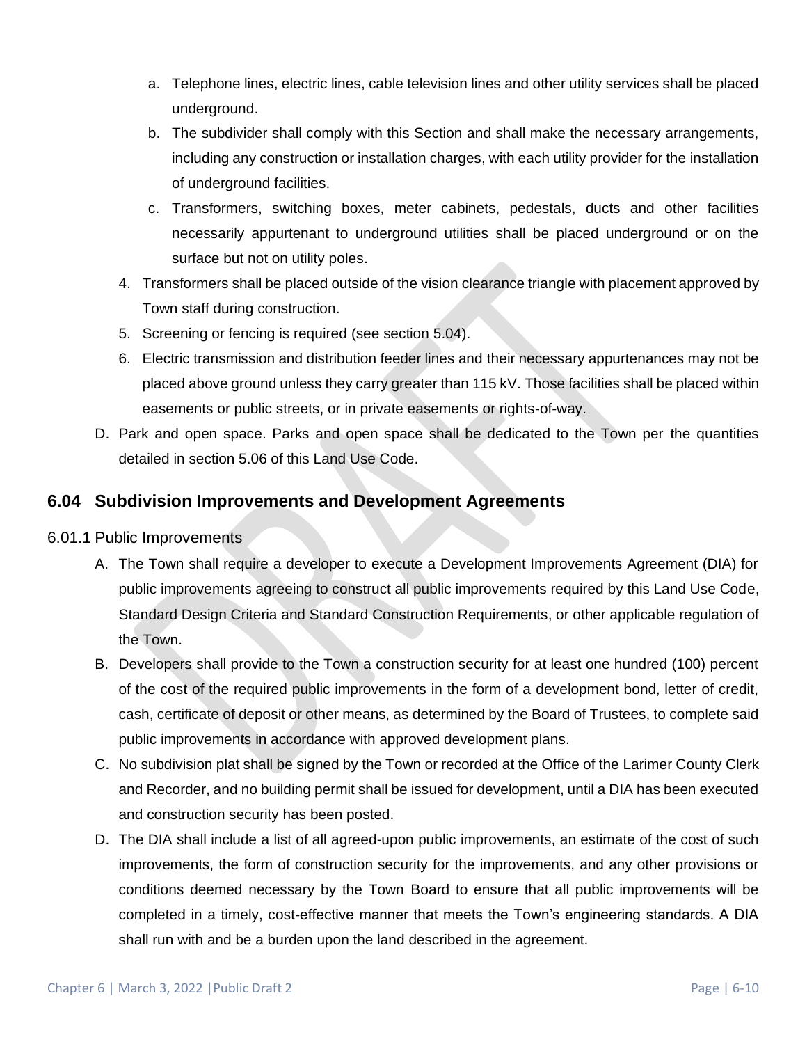a. Telephone lines, electric lines, cable television lines and other utility services shall be placed underground.
   b. The subdivider shall comply with this Section and shall make the necessary arrangements, including any construction or installation charges, with each utility provider for the installation of underground facilities.
   c. Transformers, switching boxes, meter cabinets, pedestals, ducts and other facilities necessarily appurtenant to underground utilities shall be placed underground or on the surface but not on utility poles.
4. Transformers shall be placed outside of the vision clearance triangle with placement approved by Town staff during construction.
5. Screening or fencing is required (see section 5.04).
6. Electric transmission and distribution feeder lines and their necessary appurtenances may not be placed above ground unless they carry greater than 115 kV. Those facilities shall be placed within easements or public streets, or in private easements or rights-of-way.

D. Park and open space. Parks and open space shall be dedicated to the Town per the quantities detailed in section 5.06 of this Land Use Code.

## 6.04 Subdivision Improvements and Development Agreements

6.01.1 Public Improvements

A. The Town shall require a developer to execute a Development Improvements Agreement (DIA) for public improvements agreeing to construct all public improvements required by this Land Use Code, Standard Design Criteria and Standard Construction Requirements, or other applicable regulation of the Town.

B. Developers shall provide to the Town a construction security for at least one hundred (100) percent of the cost of the required public improvements in the form of a development bond, letter of credit, cash, certificate of deposit or other means, as determined by the Board of Trustees, to complete said public improvements in accordance with approved development plans.

C. No subdivision plat shall be signed by the Town or recorded at the Office of the Larimer County Clerk and Recorder, and no building permit shall be issued for development, until a DIA has been executed and construction security has been posted.

D. The DIA shall include a list of all agreed-upon public improvements, an estimate of the cost of such improvements, the form of construction security for the improvements, and any other provisions or conditions deemed necessary by the Town Board to ensure that all public improvements will be completed in a timely, cost-effective manner that meets the Town's engineering standards. A DIA shall run with and be a burden upon the land described in the agreement.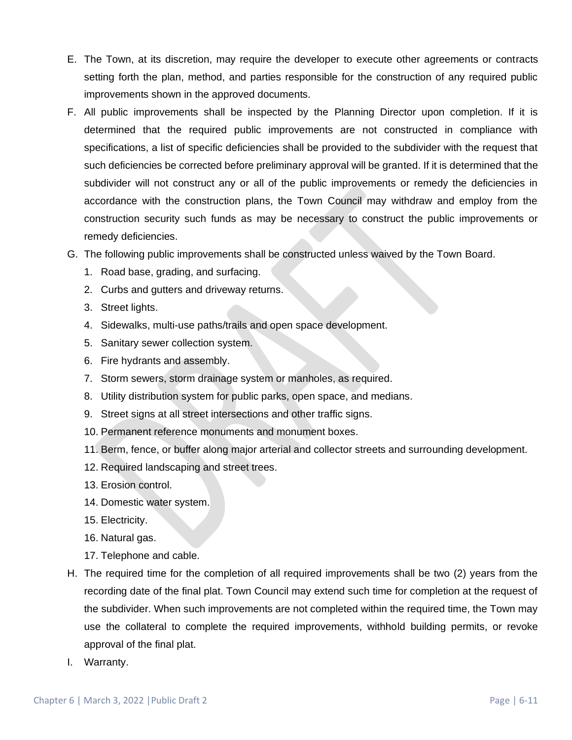E. The Town, at its discretion, may require the developer to execute other agreements or contracts setting forth the plan, method, and parties responsible for the construction of any required public improvements shown in the approved documents.

F. All public improvements shall be inspected by the Planning Director upon completion. If it is determined that the required public improvements are not constructed in compliance with specifications, a list of specific deficiencies shall be provided to the subdivider with the request that such deficiencies be corrected before preliminary approval will be granted. If it is determined that the subdivider will not construct any or all of the public improvements or remedy the deficiencies in accordance with the construction plans, the Town Council may withdraw and employ from the construction security such funds as may be necessary to construct the public improvements or remedy deficiencies.

G. The following public improvements shall be constructed unless waived by the Town Board.

   1. Road base, grading, and surfacing.
   2. Curbs and gutters and driveway returns.
   3. Street lights.
   4. Sidewalks, multi-use paths/trails and open space development.
   5. Sanitary sewer collection system.
   6. Fire hydrants and assembly.
   7. Storm sewers, storm drainage system or manholes, as required.
   8. Utility distribution system for public parks, open space, and medians.
   9. Street signs at all street intersections and other traffic signs.
   10. Permanent reference monuments and monument boxes.
   11. Berm, fence, or buffer along major arterial and collector streets and surrounding development.
   12. Required landscaping and street trees.
   13. Erosion control.
   14. Domestic water system.
   15. Electricity.
   16. Natural gas.
   17. Telephone and cable.

H. The required time for the completion of all required improvements shall be two (2) years from the recording date of the final plat. Town Council may extend such time for completion at the request of the subdivider. When such improvements are not completed within the required time, the Town may use the collateral to complete the required improvements, withhold building permits, or revoke approval of the final plat.

I. Warranty.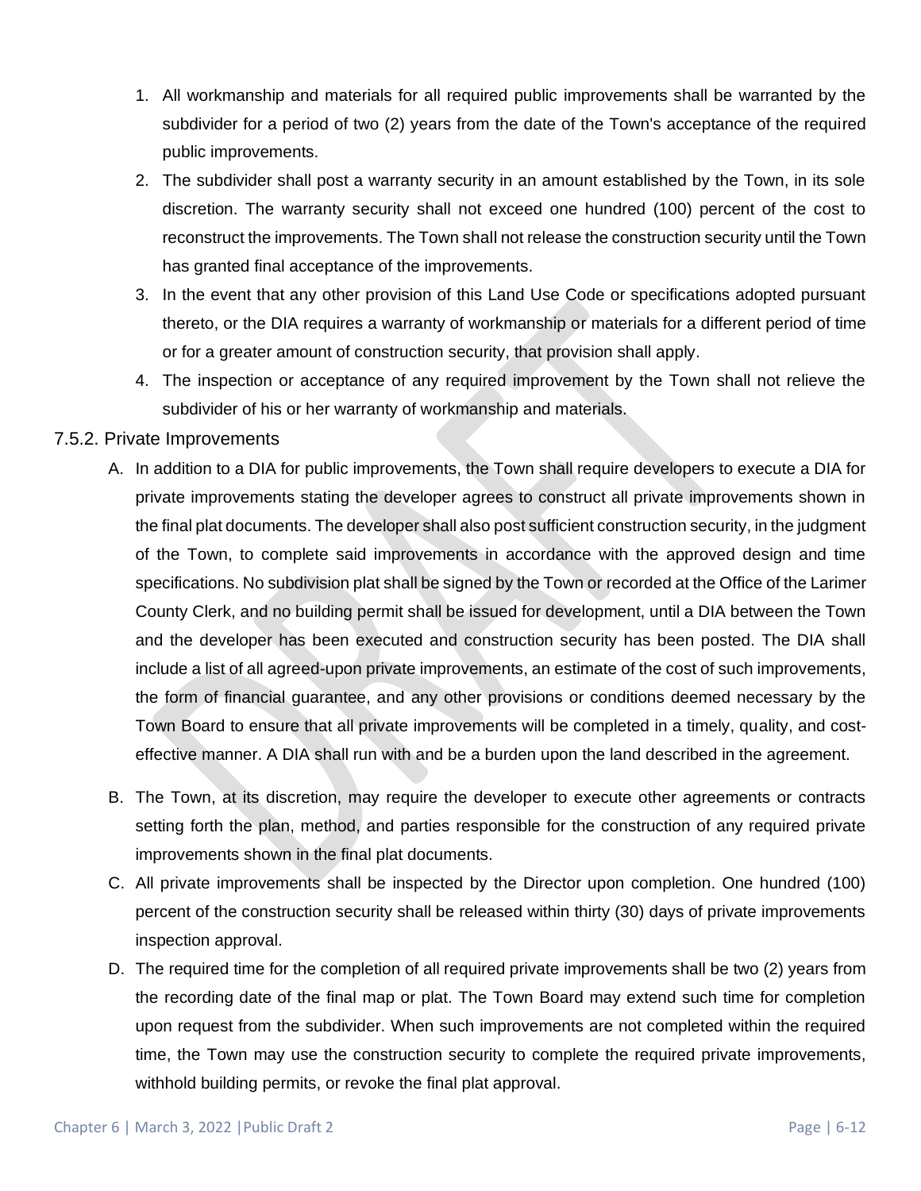1. All workmanship and materials for all required public improvements shall be warranted by the subdivider for a period of two (2) years from the date of the Town's acceptance of the required public improvements.
2. The subdivider shall post a warranty security in an amount established by the Town, in its sole discretion. The warranty security shall not exceed one hundred (100) percent of the cost to reconstruct the improvements. The Town shall not release the construction security until the Town has granted final acceptance of the improvements.
3. In the event that any other provision of this Land Use Code or specifications adopted pursuant thereto, or the DIA requires a warranty of workmanship or materials for a different period of time or for a greater amount of construction security, that provision shall apply.
4. The inspection or acceptance of any required improvement by the Town shall not relieve the subdivider of his or her warranty of workmanship and materials.

### 7.5.2. Private Improvements

A. In addition to a DIA for public improvements, the Town shall require developers to execute a DIA for private improvements stating the developer agrees to construct all private improvements shown in the final plat documents. The developer shall also post sufficient construction security, in the judgment of the Town, to complete said improvements in accordance with the approved design and time specifications. No subdivision plat shall be signed by the Town or recorded at the Office of the Larimer County Clerk, and no building permit shall be issued for development, until a DIA between the Town and the developer has been executed and construction security has been posted. The DIA shall include a list of all agreed-upon private improvements, an estimate of the cost of such improvements, the form of financial guarantee, and any other provisions or conditions deemed necessary by the Town Board to ensure that all private improvements will be completed in a timely, quality, and cost-effective manner. A DIA shall run with and be a burden upon the land described in the agreement.

B. The Town, at its discretion, may require the developer to execute other agreements or contracts setting forth the plan, method, and parties responsible for the construction of any required private improvements shown in the final plat documents.

C. All private improvements shall be inspected by the Director upon completion. One hundred (100) percent of the construction security shall be released within thirty (30) days of private improvements inspection approval.

D. The required time for the completion of all required private improvements shall be two (2) years from the recording date of the final map or plat. The Town Board may extend such time for completion upon request from the subdivider. When such improvements are not completed within the required time, the Town may use the construction security to complete the required private improvements, withhold building permits, or revoke the final plat approval.